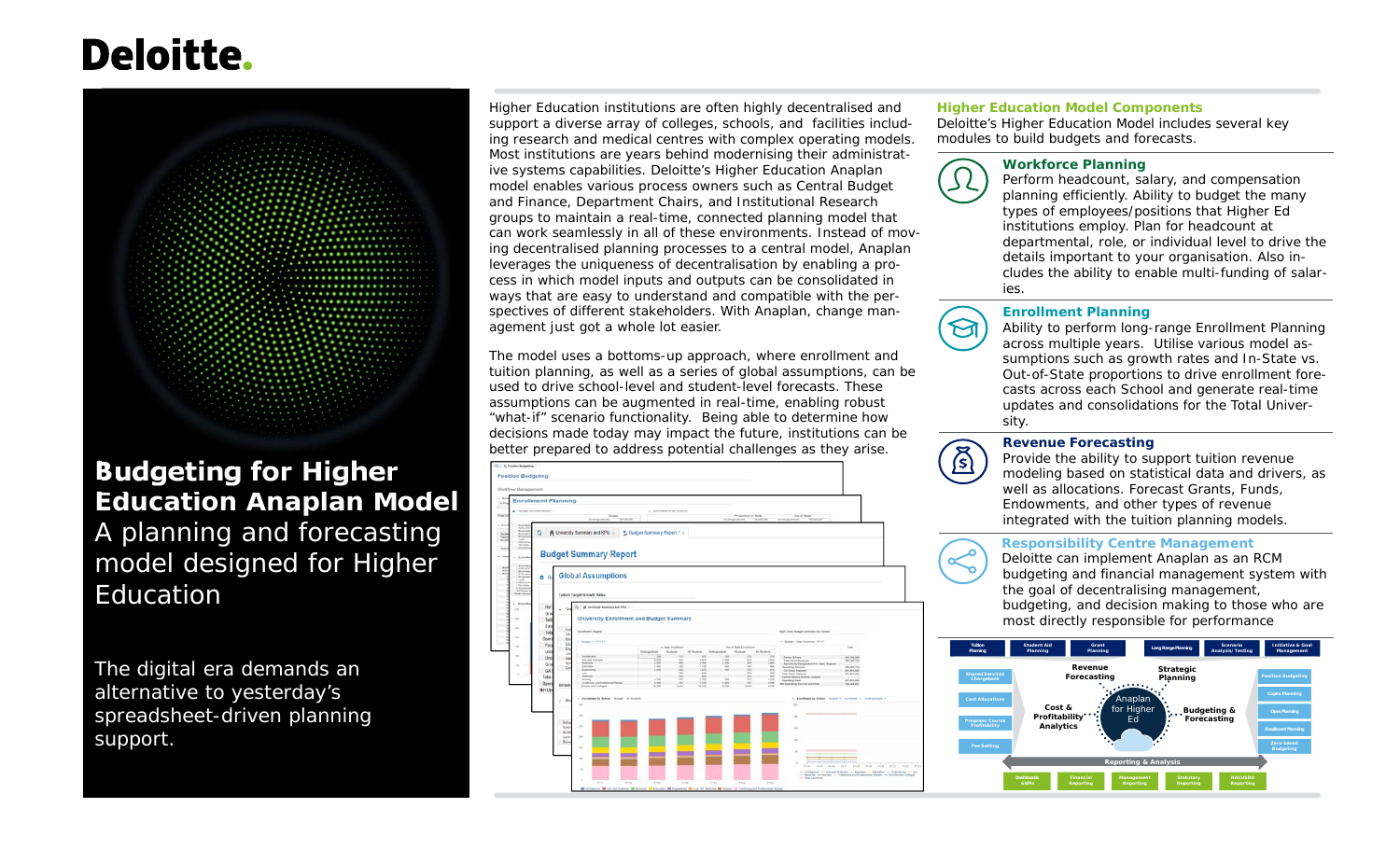# Budgeting for Higher Education Anaplan Model

A planning and forecasting model designed for Higher Education

The digital era demands an alternative to yesterday's spreadsheet-driven planning support.

Higher Education institutions are often highly decentralised and support a diverse array of colleges, schools, and facilities including research and medical centres with complex operating models. Most institutions are years behind modernising their administrative systems capabilities. Deloitte's Higher Education Anaplan model enables various process owners such as Central Budget and Finance, Department Chairs, and Institutional Research groups to maintain a real-time, connected planning model that can work seamlessly in all of these environments. Instead of moving decentralised planning processes to a central model, Anaplan leverages the uniqueness of decentralisation by enabling a process in which model inputs and outputs can be consolidated in ways that are easy to understand and compatible with the perspectives of different stakeholders. With Anaplan, change management just got a whole lot easier.

The model uses a bottoms-up approach, where enrollment and tuition planning, as well as a series of global assumptions, can be used to drive school-level and student-level forecasts. These assumptions can be augmented in real-time, enabling robust "what-if" scenario functionality. Being able to determine how decisions made today may impact the future, institutions can be better prepared to address potential challenges as they arise.

## Higher Education Model Components

Deloitte's Higher Education Model includes several key modules to build budgets and forecasts.

### Workforce Planning

Perform headcount, salary, and compensation planning efficiently. Ability to budget the many types of employees/positions that Higher Ed institutions employ. Plan for headcount at departmental, role, or individual level to drive the details important to your organisation. Also includes the ability to enable multi-funding of salaries.

### Enrollment Planning

Ability to perform long-range Enrollment Planning across multiple years. Utilise various model assumptions such as growth rates and In-State vs. Out-of-State proportions to drive enrollment forecasts across each School and generate real-time updates and consolidations for the Total University.

### Revenue Forecasting

Provide the ability to support tuition revenue modeling based on statistical data and drivers, as well as allocations. Forecast Grants, Funds, Endowments, and other types of revenue integrated with the tuition planning models.

### Responsibility Centre Management

Deloitte can implement Anaplan as an RCM budgeting and financial management system with the goal of decentralising management, budgeting, and decision making to those who are most directly responsible for performance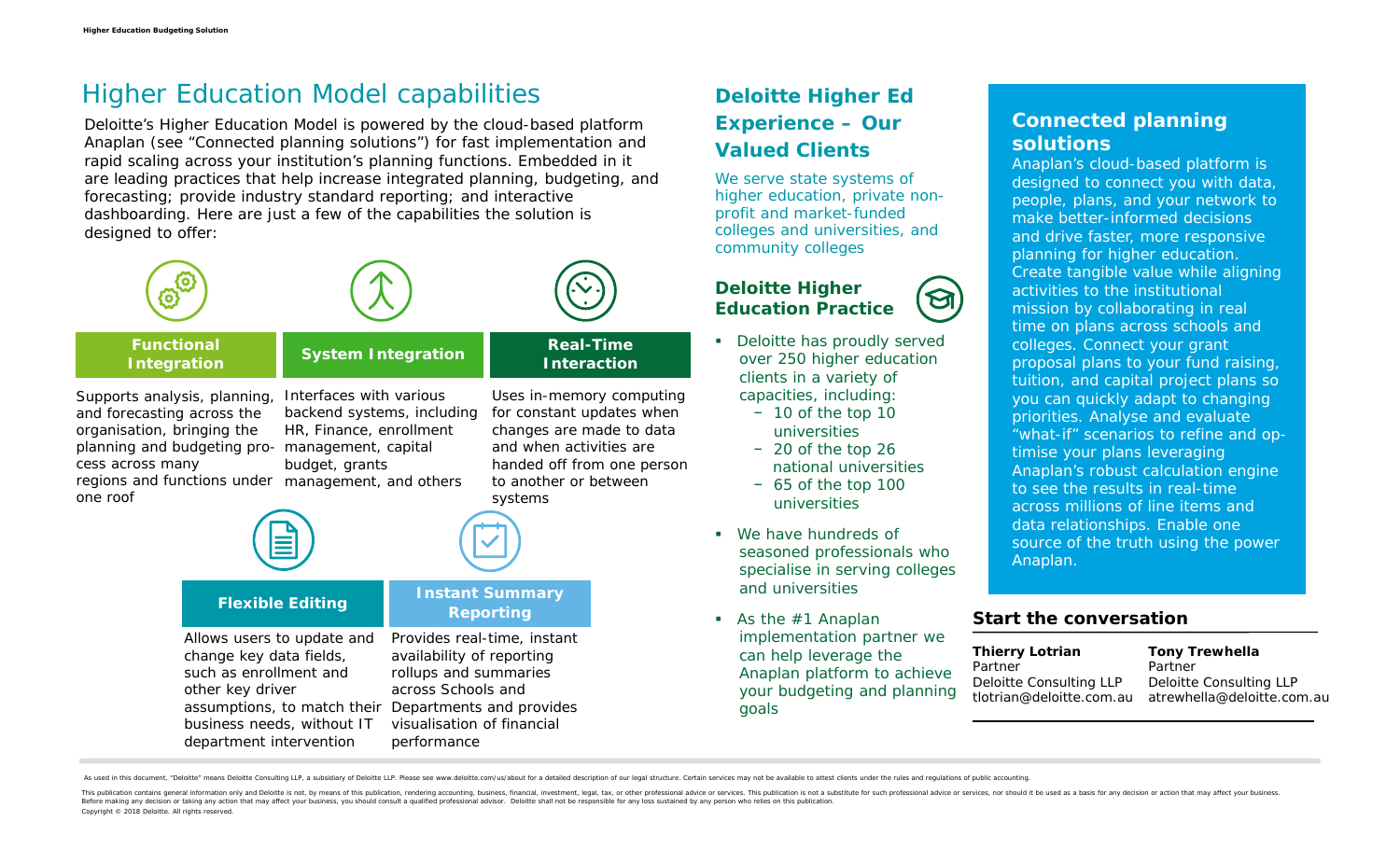# Higher Education Model capabilities

Deloitte's Higher Education Model is powered by the cloud-based platform Anaplan (see "Connected planning solutions") for fast implementation and rapid scaling across your institution's planning functions. Embedded in it are leading practices that help increase integrated planning, budgeting, and forecasting; provide industry standard reporting; and interactive dashboarding. Here are just a few of the capabilities the solution is designed to offer:

**Functional Integration**

Supports analysis, planning, and forecasting across the organisation, bringing the planning and budgeting process across many regions and functions under one roof

**System Integration**

Interfaces with various backend systems, including HR, Finance, enrollment management, capital budget, grants management, and others

**Real-Time Interaction**

Uses in-memory computing for constant updates when changes are made to data and when activities are handed off from one person to another or between systems

**Flexible Editing**

Allows users to update and change key data fields, such as enrollment and other key driver assumptions, to match their business needs, without IT department intervention

**Instant Summary Reporting**

Provides real-time, instant availability of reporting rollups and summaries across Schools and Departments and provides visualisation of financial performance

## Deloitte Higher Ed Experience – Our Valued Clients

We serve state systems of higher education, private non-profit and market-funded colleges and universities, and community colleges

### Deloitte Higher Education Practice

- Deloitte has proudly served over 250 higher education clients in a variety of capacities, including:
  - 10 of the top 10 universities
  - 20 of the top 26 national universities
  - 65 of the top 100 universities
- We have hundreds of seasoned professionals who specialise in serving colleges and universities
- As the #1 Anaplan implementation partner we can help leverage the Anaplan platform to achieve your budgeting and planning goals

## Connected planning solutions

Anaplan's cloud-based platform is designed to connect you with data, people, plans, and your network to make better-informed decisions and drive faster, more responsive planning for higher education. Create tangible value while aligning activities to the institutional mission by collaborating in real time on plans across schools and colleges. Connect your grant proposal plans to your fund raising, tuition, and capital project plans so you can quickly adapt to changing priorities. Analyse and evaluate "what-if" scenarios to refine and optimise your plans leveraging Anaplan's robust calculation engine to see the results in real-time across millions of line items and data relationships. Enable one source of the truth using the power Anaplan.

## Start the conversation

**Thierry Lotrian**
Partner
Deloitte Consulting LLP
tlotrian@deloitte.com.au

**Tony Trewhella**
Partner
Deloitte Consulting LLP
atrewhella@deloitte.com.au

As used in this document, "Deloitte" means Deloitte Consulting LLP, a subsidiary of Deloitte LLP. Please see www.deloitte.com/us/about for a detailed description of our legal structure. Certain services may not be available to attest clients under the rules and regulations of public accounting.

This publication contains general information only and Deloitte is not, by means of this publication, rendering accounting, business, financial, investment, legal, tax, or other professional advice or services. This publication is not a substitute for such professional advice or services, nor should it be used as a basis for any decision or action that may affect your business. Before making any decision or taking any action that may affect your business, you should consult a qualified professional advisor. Deloitte shall not be responsible for any loss sustained by any person who relies on this publication.

Copyright © 2018 Deloitte. All rights reserved.